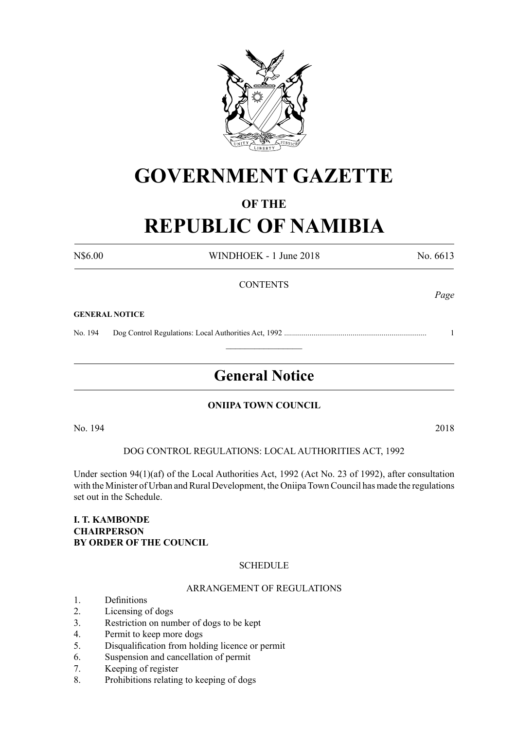# GOVERNMENT GAZETTE

## OF THE

# REPUBLIC OF NAMIBIA

N$6.00 WINDHOEK - 1 June 2018 No. 6613

CONTENTS

*Page*

**GENERAL NOTICE**

No. 194 Dog Control Regulations: Local Authorities Act, 1992 ........................................................................ 1

---

## General Notice

**ONIIPA TOWN COUNCIL**

No. 194 2018

DOG CONTROL REGULATIONS: LOCAL AUTHORITIES ACT, 1992

Under section 94(1)(af) of the Local Authorities Act, 1992 (Act No. 23 of 1992), after consultation with the Minister of Urban and Rural Development, the Oniipa Town Council has made the regulations set out in the Schedule.

**I. T. KAMBONDE**
**CHAIRPERSON**
**BY ORDER OF THE COUNCIL**

SCHEDULE

ARRANGEMENT OF REGULATIONS

1. Definitions
2. Licensing of dogs
3. Restriction on number of dogs to be kept
4. Permit to keep more dogs
5. Disqualification from holding licence or permit
6. Suspension and cancellation of permit
7. Keeping of register
8. Prohibitions relating to keeping of dogs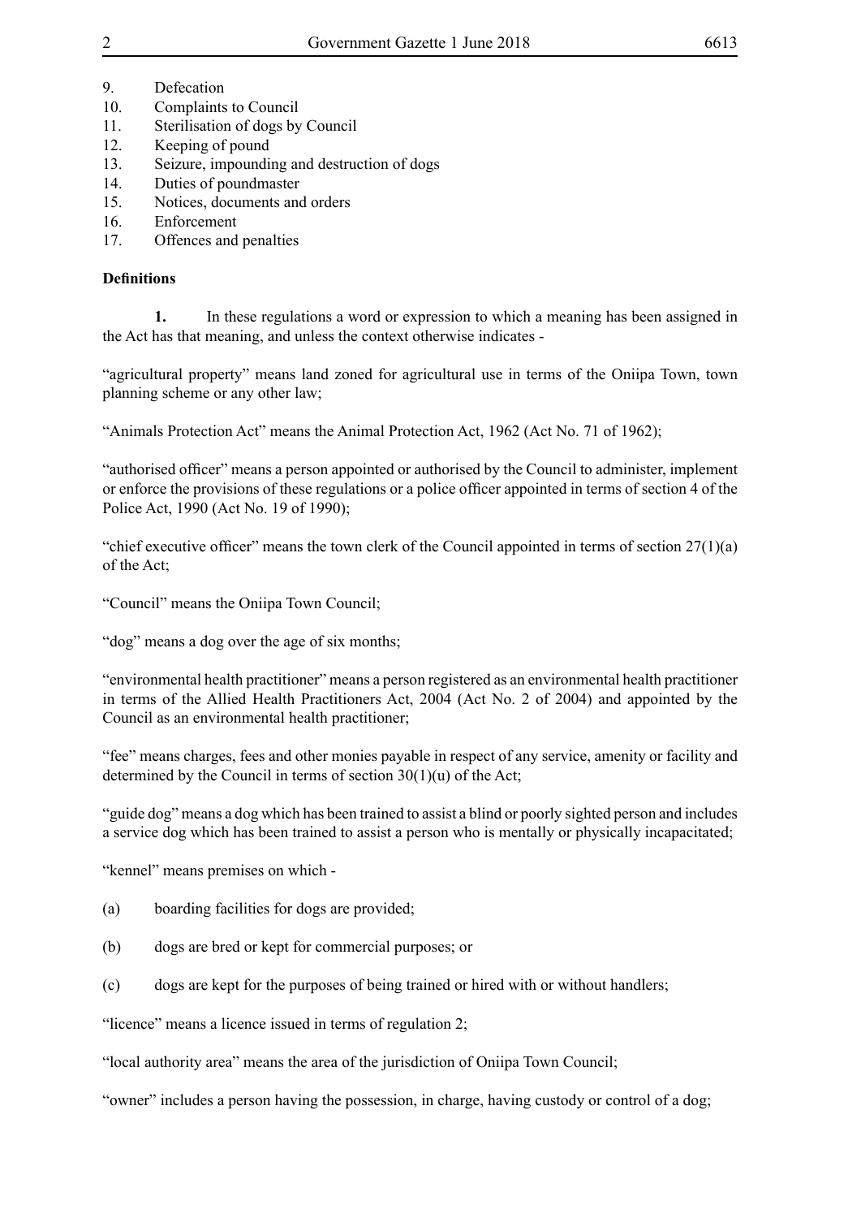9. Defecation
10. Complaints to Council
11. Sterilisation of dogs by Council
12. Keeping of pound
13. Seizure, impounding and destruction of dogs
14. Duties of poundmaster
15. Notices, documents and orders
16. Enforcement
17. Offences and penalties

**Definitions**

**1.** In these regulations a word or expression to which a meaning has been assigned in the Act has that meaning, and unless the context otherwise indicates -

"agricultural property" means land zoned for agricultural use in terms of the Oniipa Town, town planning scheme or any other law;

"Animals Protection Act" means the Animal Protection Act, 1962 (Act No. 71 of 1962);

"authorised officer" means a person appointed or authorised by the Council to administer, implement or enforce the provisions of these regulations or a police officer appointed in terms of section 4 of the Police Act, 1990 (Act No. 19 of 1990);

"chief executive officer" means the town clerk of the Council appointed in terms of section 27(1)(a) of the Act;

"Council" means the Oniipa Town Council;

"dog" means a dog over the age of six months;

"environmental health practitioner" means a person registered as an environmental health practitioner in terms of the Allied Health Practitioners Act, 2004 (Act No. 2 of 2004) and appointed by the Council as an environmental health practitioner;

"fee" means charges, fees and other monies payable in respect of any service, amenity or facility and determined by the Council in terms of section 30(1)(u) of the Act;

"guide dog" means a dog which has been trained to assist a blind or poorly sighted person and includes a service dog which has been trained to assist a person who is mentally or physically incapacitated;

"kennel" means premises on which -

(a) boarding facilities for dogs are provided;

(b) dogs are bred or kept for commercial purposes; or

(c) dogs are kept for the purposes of being trained or hired with or without handlers;

"licence" means a licence issued in terms of regulation 2;

"local authority area" means the area of the jurisdiction of Oniipa Town Council;

"owner" includes a person having the possession, in charge, having custody or control of a dog;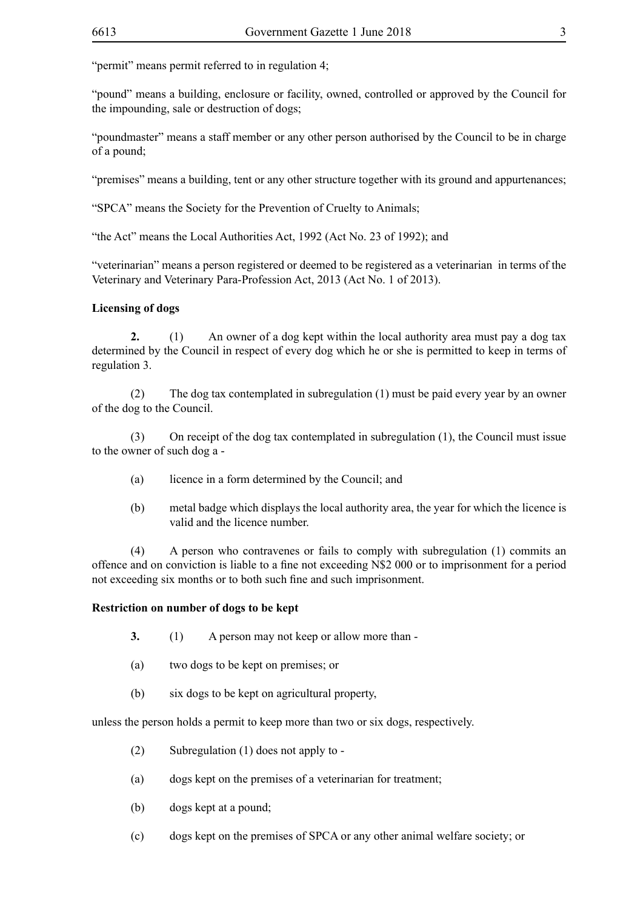"permit" means permit referred to in regulation 4;

"pound" means a building, enclosure or facility, owned, controlled or approved by the Council for the impounding, sale or destruction of dogs;

"poundmaster" means a staff member or any other person authorised by the Council to be in charge of a pound;

"premises" means a building, tent or any other structure together with its ground and appurtenances;

"SPCA" means the Society for the Prevention of Cruelty to Animals;

"the Act" means the Local Authorities Act, 1992 (Act No. 23 of 1992); and

"veterinarian" means a person registered or deemed to be registered as a veterinarian in terms of the Veterinary and Veterinary Para-Profession Act, 2013 (Act No. 1 of 2013).

**Licensing of dogs**

**2.** (1) An owner of a dog kept within the local authority area must pay a dog tax determined by the Council in respect of every dog which he or she is permitted to keep in terms of regulation 3.

(2) The dog tax contemplated in subregulation (1) must be paid every year by an owner of the dog to the Council.

(3) On receipt of the dog tax contemplated in subregulation (1), the Council must issue to the owner of such dog a -

(a) licence in a form determined by the Council; and

(b) metal badge which displays the local authority area, the year for which the licence is valid and the licence number.

(4) A person who contravenes or fails to comply with subregulation (1) commits an offence and on conviction is liable to a fine not exceeding N$2 000 or to imprisonment for a period not exceeding six months or to both such fine and such imprisonment.

**Restriction on number of dogs to be kept**

**3.** (1) A person may not keep or allow more than -

(a) two dogs to be kept on premises; or

(b) six dogs to be kept on agricultural property,

unless the person holds a permit to keep more than two or six dogs, respectively.

(2) Subregulation (1) does not apply to -

(a) dogs kept on the premises of a veterinarian for treatment;

(b) dogs kept at a pound;

(c) dogs kept on the premises of SPCA or any other animal welfare society; or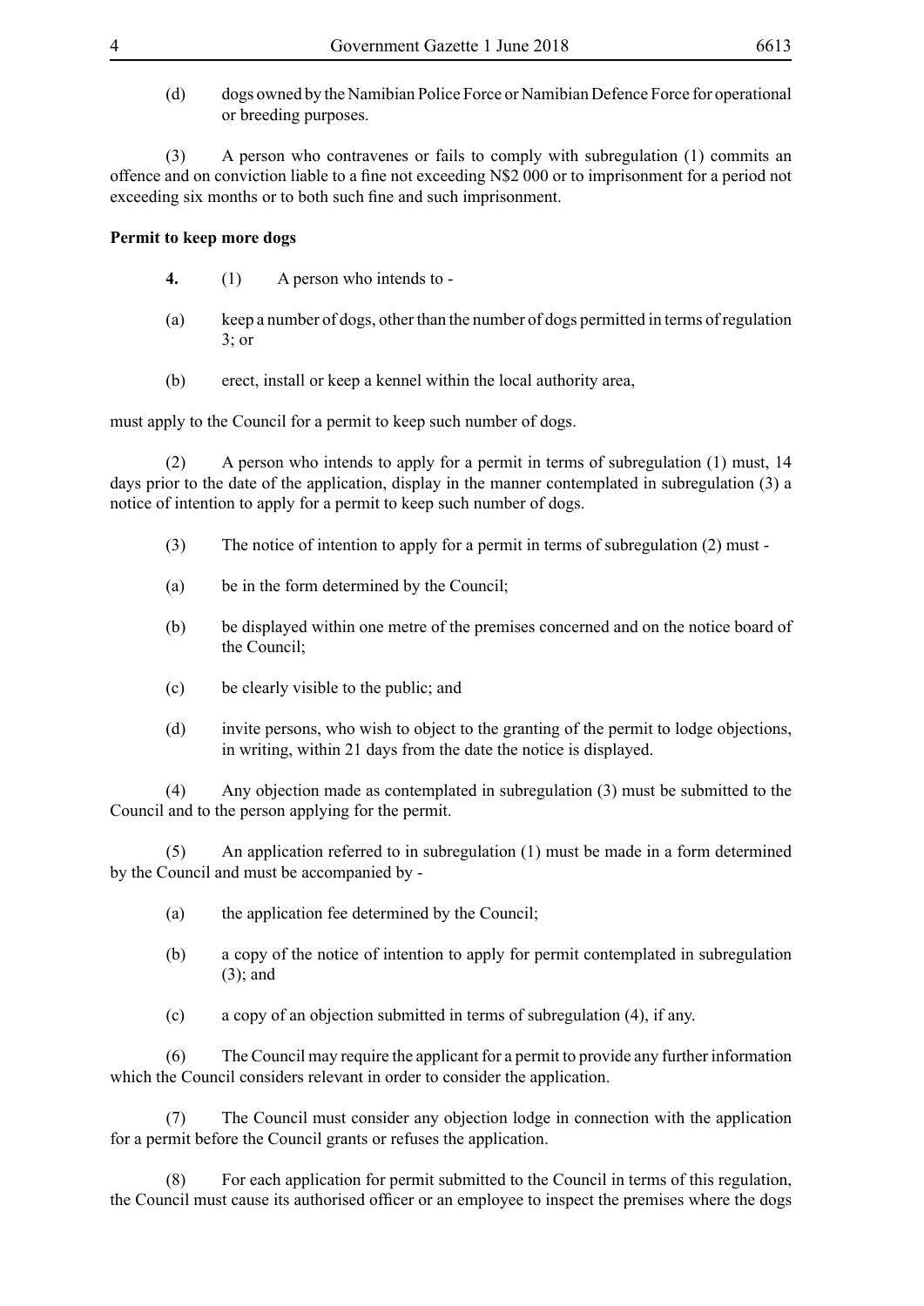(d) dogs owned by the Namibian Police Force or Namibian Defence Force for operational or breeding purposes.

(3) A person who contravenes or fails to comply with subregulation (1) commits an offence and on conviction liable to a fine not exceeding N$2 000 or to imprisonment for a period not exceeding six months or to both such fine and such imprisonment.

**Permit to keep more dogs**

**4.** (1) A person who intends to -

(a) keep a number of dogs, other than the number of dogs permitted in terms of regulation 3; or

(b) erect, install or keep a kennel within the local authority area,

must apply to the Council for a permit to keep such number of dogs.

(2) A person who intends to apply for a permit in terms of subregulation (1) must, 14 days prior to the date of the application, display in the manner contemplated in subregulation (3) a notice of intention to apply for a permit to keep such number of dogs.

(3) The notice of intention to apply for a permit in terms of subregulation (2) must -

(a) be in the form determined by the Council;

(b) be displayed within one metre of the premises concerned and on the notice board of the Council;

(c) be clearly visible to the public; and

(d) invite persons, who wish to object to the granting of the permit to lodge objections, in writing, within 21 days from the date the notice is displayed.

(4) Any objection made as contemplated in subregulation (3) must be submitted to the Council and to the person applying for the permit.

(5) An application referred to in subregulation (1) must be made in a form determined by the Council and must be accompanied by -

(a) the application fee determined by the Council;

(b) a copy of the notice of intention to apply for permit contemplated in subregulation (3); and

(c) a copy of an objection submitted in terms of subregulation (4), if any.

(6) The Council may require the applicant for a permit to provide any further information which the Council considers relevant in order to consider the application.

(7) The Council must consider any objection lodge in connection with the application for a permit before the Council grants or refuses the application.

(8) For each application for permit submitted to the Council in terms of this regulation, the Council must cause its authorised officer or an employee to inspect the premises where the dogs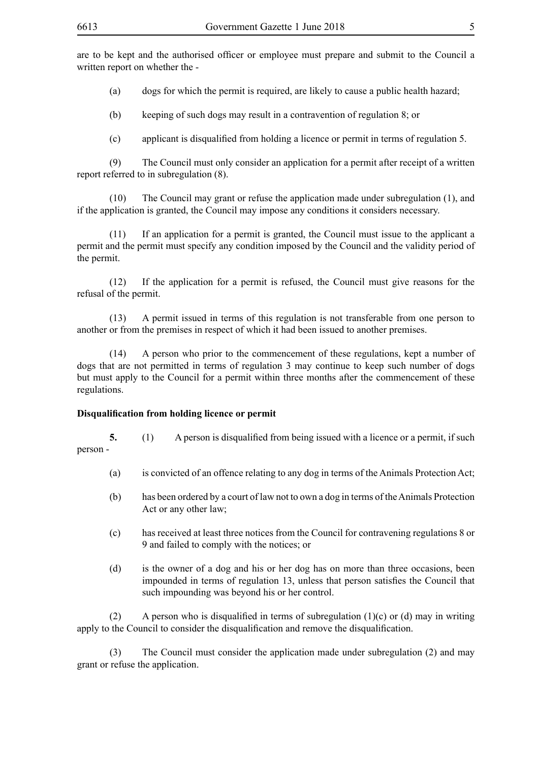are to be kept and the authorised officer or employee must prepare and submit to the Council a written report on whether the -

(a) dogs for which the permit is required, are likely to cause a public health hazard;

(b) keeping of such dogs may result in a contravention of regulation 8; or

(c) applicant is disqualified from holding a licence or permit in terms of regulation 5.

(9) The Council must only consider an application for a permit after receipt of a written report referred to in subregulation (8).

(10) The Council may grant or refuse the application made under subregulation (1), and if the application is granted, the Council may impose any conditions it considers necessary.

(11) If an application for a permit is granted, the Council must issue to the applicant a permit and the permit must specify any condition imposed by the Council and the validity period of the permit.

(12) If the application for a permit is refused, the Council must give reasons for the refusal of the permit.

(13) A permit issued in terms of this regulation is not transferable from one person to another or from the premises in respect of which it had been issued to another premises.

(14) A person who prior to the commencement of these regulations, kept a number of dogs that are not permitted in terms of regulation 3 may continue to keep such number of dogs but must apply to the Council for a permit within three months after the commencement of these regulations.

**Disqualification from holding licence or permit**

**5.** (1) A person is disqualified from being issued with a licence or a permit, if such person -

(a) is convicted of an offence relating to any dog in terms of the Animals Protection Act;

(b) has been ordered by a court of law not to own a dog in terms of the Animals Protection Act or any other law;

(c) has received at least three notices from the Council for contravening regulations 8 or 9 and failed to comply with the notices; or

(d) is the owner of a dog and his or her dog has on more than three occasions, been impounded in terms of regulation 13, unless that person satisfies the Council that such impounding was beyond his or her control.

(2) A person who is disqualified in terms of subregulation (1)(c) or (d) may in writing apply to the Council to consider the disqualification and remove the disqualification.

(3) The Council must consider the application made under subregulation (2) and may grant or refuse the application.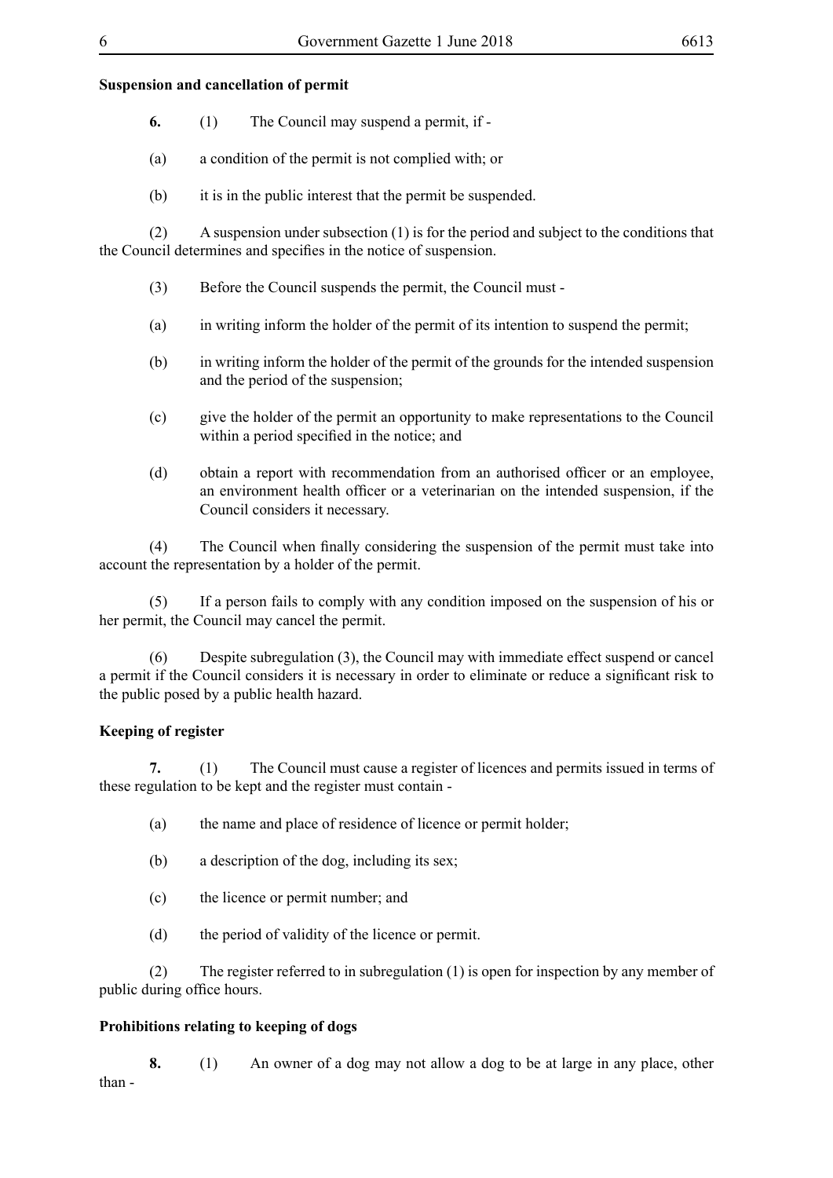**Suspension and cancellation of permit**

**6.** (1) The Council may suspend a permit, if -

(a) a condition of the permit is not complied with; or

(b) it is in the public interest that the permit be suspended.

(2) A suspension under subsection (1) is for the period and subject to the conditions that the Council determines and specifies in the notice of suspension.

(3) Before the Council suspends the permit, the Council must -

(a) in writing inform the holder of the permit of its intention to suspend the permit;

(b) in writing inform the holder of the permit of the grounds for the intended suspension and the period of the suspension;

(c) give the holder of the permit an opportunity to make representations to the Council within a period specified in the notice; and

(d) obtain a report with recommendation from an authorised officer or an employee, an environment health officer or a veterinarian on the intended suspension, if the Council considers it necessary.

(4) The Council when finally considering the suspension of the permit must take into account the representation by a holder of the permit.

(5) If a person fails to comply with any condition imposed on the suspension of his or her permit, the Council may cancel the permit.

(6) Despite subregulation (3), the Council may with immediate effect suspend or cancel a permit if the Council considers it is necessary in order to eliminate or reduce a significant risk to the public posed by a public health hazard.

**Keeping of register**

**7.** (1) The Council must cause a register of licences and permits issued in terms of these regulation to be kept and the register must contain -

(a) the name and place of residence of licence or permit holder;

(b) a description of the dog, including its sex;

(c) the licence or permit number; and

(d) the period of validity of the licence or permit.

(2) The register referred to in subregulation (1) is open for inspection by any member of public during office hours.

**Prohibitions relating to keeping of dogs**

**8.** (1) An owner of a dog may not allow a dog to be at large in any place, other than -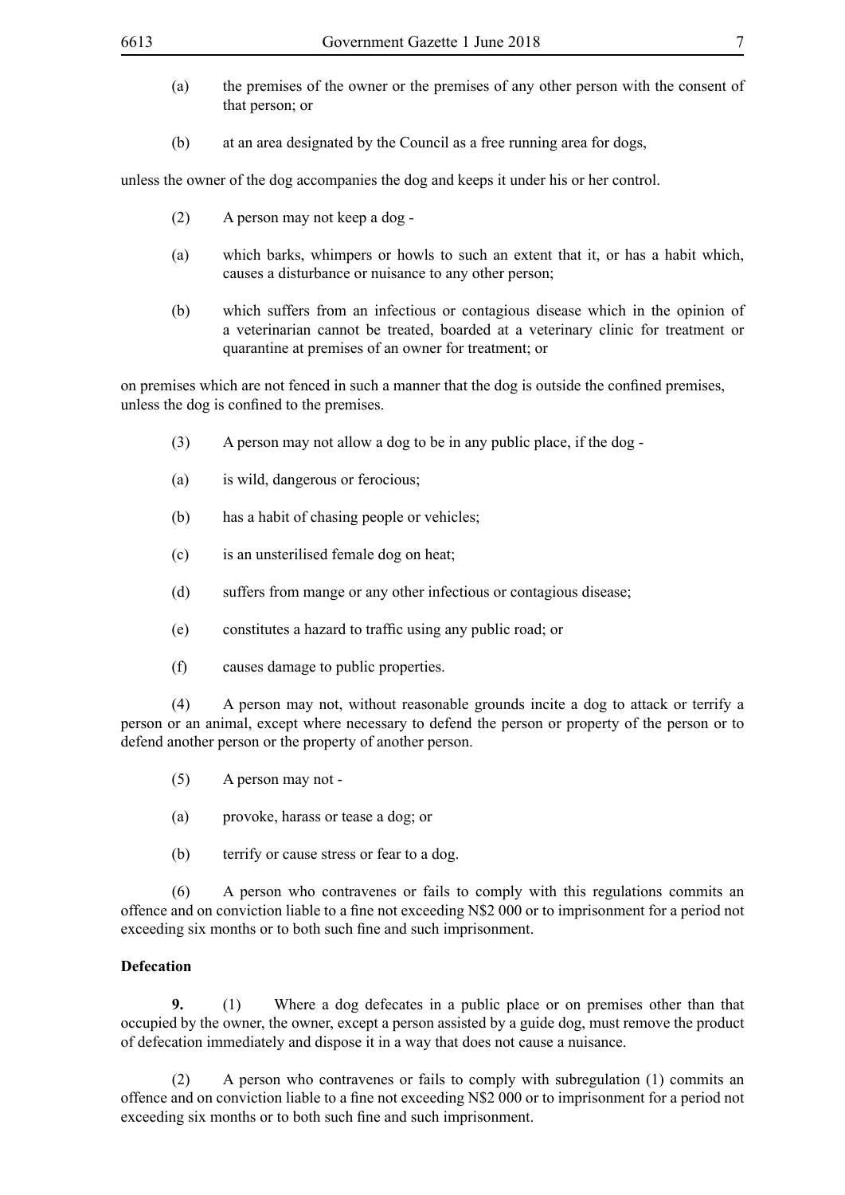(a) the premises of the owner or the premises of any other person with the consent of that person; or

(b) at an area designated by the Council as a free running area for dogs,

unless the owner of the dog accompanies the dog and keeps it under his or her control.

(2) A person may not keep a dog -

(a) which barks, whimpers or howls to such an extent that it, or has a habit which, causes a disturbance or nuisance to any other person;

(b) which suffers from an infectious or contagious disease which in the opinion of a veterinarian cannot be treated, boarded at a veterinary clinic for treatment or quarantine at premises of an owner for treatment; or

on premises which are not fenced in such a manner that the dog is outside the confined premises, unless the dog is confined to the premises.

(3) A person may not allow a dog to be in any public place, if the dog -

(a) is wild, dangerous or ferocious;

(b) has a habit of chasing people or vehicles;

(c) is an unsterilised female dog on heat;

(d) suffers from mange or any other infectious or contagious disease;

(e) constitutes a hazard to traffic using any public road; or

(f) causes damage to public properties.

(4) A person may not, without reasonable grounds incite a dog to attack or terrify a person or an animal, except where necessary to defend the person or property of the person or to defend another person or the property of another person.

(5) A person may not -

(a) provoke, harass or tease a dog; or

(b) terrify or cause stress or fear to a dog.

(6) A person who contravenes or fails to comply with this regulations commits an offence and on conviction liable to a fine not exceeding N$2 000 or to imprisonment for a period not exceeding six months or to both such fine and such imprisonment.

**Defecation**

**9.** (1) Where a dog defecates in a public place or on premises other than that occupied by the owner, the owner, except a person assisted by a guide dog, must remove the product of defecation immediately and dispose it in a way that does not cause a nuisance.

(2) A person who contravenes or fails to comply with subregulation (1) commits an offence and on conviction liable to a fine not exceeding N$2 000 or to imprisonment for a period not exceeding six months or to both such fine and such imprisonment.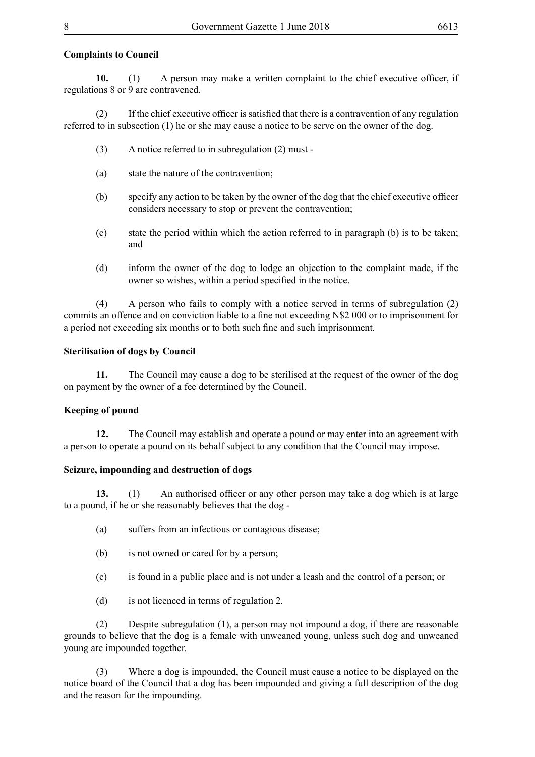**Complaints to Council**

**10.** (1) A person may make a written complaint to the chief executive officer, if regulations 8 or 9 are contravened.

(2) If the chief executive officer is satisfied that there is a contravention of any regulation referred to in subsection (1) he or she may cause a notice to be serve on the owner of the dog.

(3) A notice referred to in subregulation (2) must -

(a) state the nature of the contravention;

(b) specify any action to be taken by the owner of the dog that the chief executive officer considers necessary to stop or prevent the contravention;

(c) state the period within which the action referred to in paragraph (b) is to be taken; and

(d) inform the owner of the dog to lodge an objection to the complaint made, if the owner so wishes, within a period specified in the notice.

(4) A person who fails to comply with a notice served in terms of subregulation (2) commits an offence and on conviction liable to a fine not exceeding N$2 000 or to imprisonment for a period not exceeding six months or to both such fine and such imprisonment.

**Sterilisation of dogs by Council**

**11.** The Council may cause a dog to be sterilised at the request of the owner of the dog on payment by the owner of a fee determined by the Council.

**Keeping of pound**

**12.** The Council may establish and operate a pound or may enter into an agreement with a person to operate a pound on its behalf subject to any condition that the Council may impose.

**Seizure, impounding and destruction of dogs**

**13.** (1) An authorised officer or any other person may take a dog which is at large to a pound, if he or she reasonably believes that the dog -

(a) suffers from an infectious or contagious disease;

(b) is not owned or cared for by a person;

(c) is found in a public place and is not under a leash and the control of a person; or

(d) is not licenced in terms of regulation 2.

(2) Despite subregulation (1), a person may not impound a dog, if there are reasonable grounds to believe that the dog is a female with unweaned young, unless such dog and unweaned young are impounded together.

(3) Where a dog is impounded, the Council must cause a notice to be displayed on the notice board of the Council that a dog has been impounded and giving a full description of the dog and the reason for the impounding.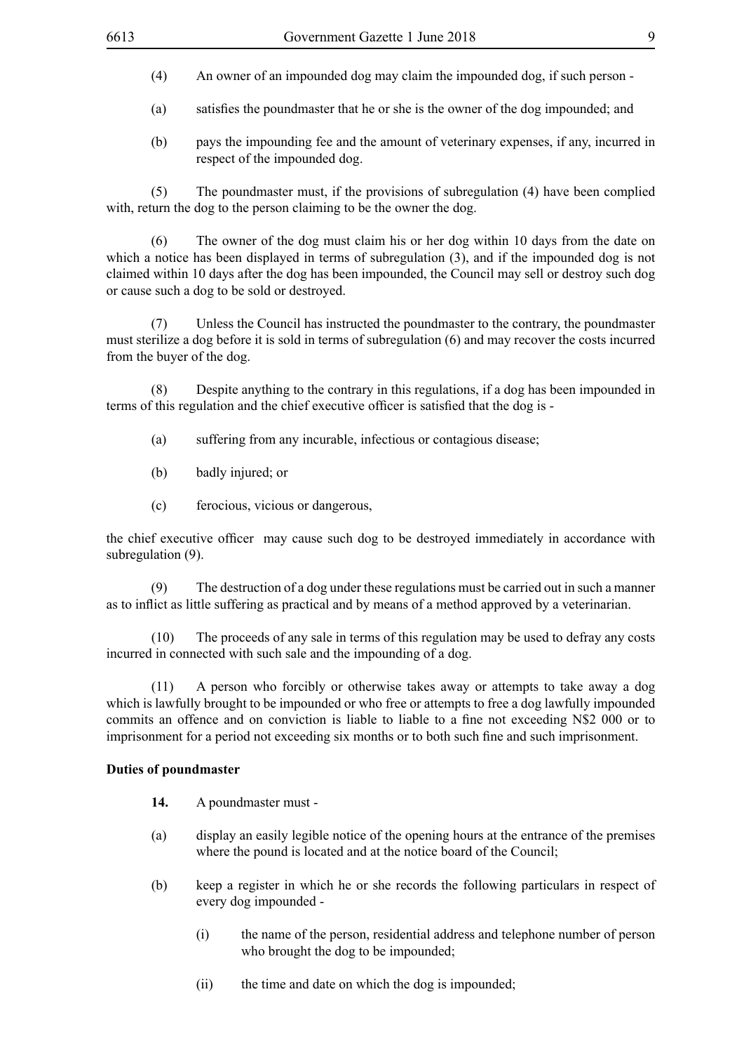(4) An owner of an impounded dog may claim the impounded dog, if such person -

(a) satisfies the poundmaster that he or she is the owner of the dog impounded; and

(b) pays the impounding fee and the amount of veterinary expenses, if any, incurred in respect of the impounded dog.

(5) The poundmaster must, if the provisions of subregulation (4) have been complied with, return the dog to the person claiming to be the owner the dog.

(6) The owner of the dog must claim his or her dog within 10 days from the date on which a notice has been displayed in terms of subregulation (3), and if the impounded dog is not claimed within 10 days after the dog has been impounded, the Council may sell or destroy such dog or cause such a dog to be sold or destroyed.

(7) Unless the Council has instructed the poundmaster to the contrary, the poundmaster must sterilize a dog before it is sold in terms of subregulation (6) and may recover the costs incurred from the buyer of the dog.

(8) Despite anything to the contrary in this regulations, if a dog has been impounded in terms of this regulation and the chief executive officer is satisfied that the dog is -

(a) suffering from any incurable, infectious or contagious disease;

(b) badly injured; or

(c) ferocious, vicious or dangerous,

the chief executive officer may cause such dog to be destroyed immediately in accordance with subregulation (9).

(9) The destruction of a dog under these regulations must be carried out in such a manner as to inflict as little suffering as practical and by means of a method approved by a veterinarian.

(10) The proceeds of any sale in terms of this regulation may be used to defray any costs incurred in connected with such sale and the impounding of a dog.

(11) A person who forcibly or otherwise takes away or attempts to take away a dog which is lawfully brought to be impounded or who free or attempts to free a dog lawfully impounded commits an offence and on conviction is liable to liable to a fine not exceeding N$2 000 or to imprisonment for a period not exceeding six months or to both such fine and such imprisonment.

**Duties of poundmaster**

**14.** A poundmaster must -

(a) display an easily legible notice of the opening hours at the entrance of the premises where the pound is located and at the notice board of the Council;

(b) keep a register in which he or she records the following particulars in respect of every dog impounded -

(i) the name of the person, residential address and telephone number of person who brought the dog to be impounded;

(ii) the time and date on which the dog is impounded;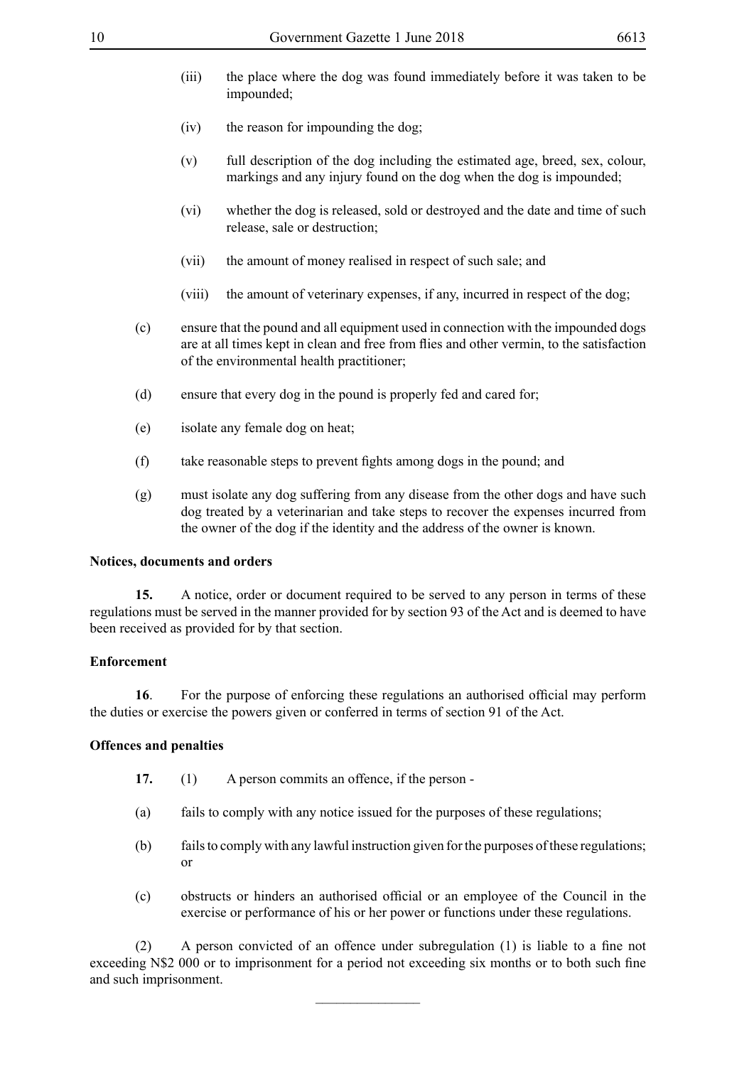(iii) the place where the dog was found immediately before it was taken to be impounded;

(iv) the reason for impounding the dog;

(v) full description of the dog including the estimated age, breed, sex, colour, markings and any injury found on the dog when the dog is impounded;

(vi) whether the dog is released, sold or destroyed and the date and time of such release, sale or destruction;

(vii) the amount of money realised in respect of such sale; and

(viii) the amount of veterinary expenses, if any, incurred in respect of the dog;

(c) ensure that the pound and all equipment used in connection with the impounded dogs are at all times kept in clean and free from flies and other vermin, to the satisfaction of the environmental health practitioner;

(d) ensure that every dog in the pound is properly fed and cared for;

(e) isolate any female dog on heat;

(f) take reasonable steps to prevent fights among dogs in the pound; and

(g) must isolate any dog suffering from any disease from the other dogs and have such dog treated by a veterinarian and take steps to recover the expenses incurred from the owner of the dog if the identity and the address of the owner is known.

**Notices, documents and orders**

**15.** A notice, order or document required to be served to any person in terms of these regulations must be served in the manner provided for by section 93 of the Act and is deemed to have been received as provided for by that section.

**Enforcement**

**16**. For the purpose of enforcing these regulations an authorised official may perform the duties or exercise the powers given or conferred in terms of section 91 of the Act.

**Offences and penalties**

**17.** (1) A person commits an offence, if the person -

(a) fails to comply with any notice issued for the purposes of these regulations;

(b) fails to comply with any lawful instruction given for the purposes of these regulations; or

(c) obstructs or hinders an authorised official or an employee of the Council in the exercise or performance of his or her power or functions under these regulations.

(2) A person convicted of an offence under subregulation (1) is liable to a fine not exceeding N$2 000 or to imprisonment for a period not exceeding six months or to both such fine and such imprisonment.

________________